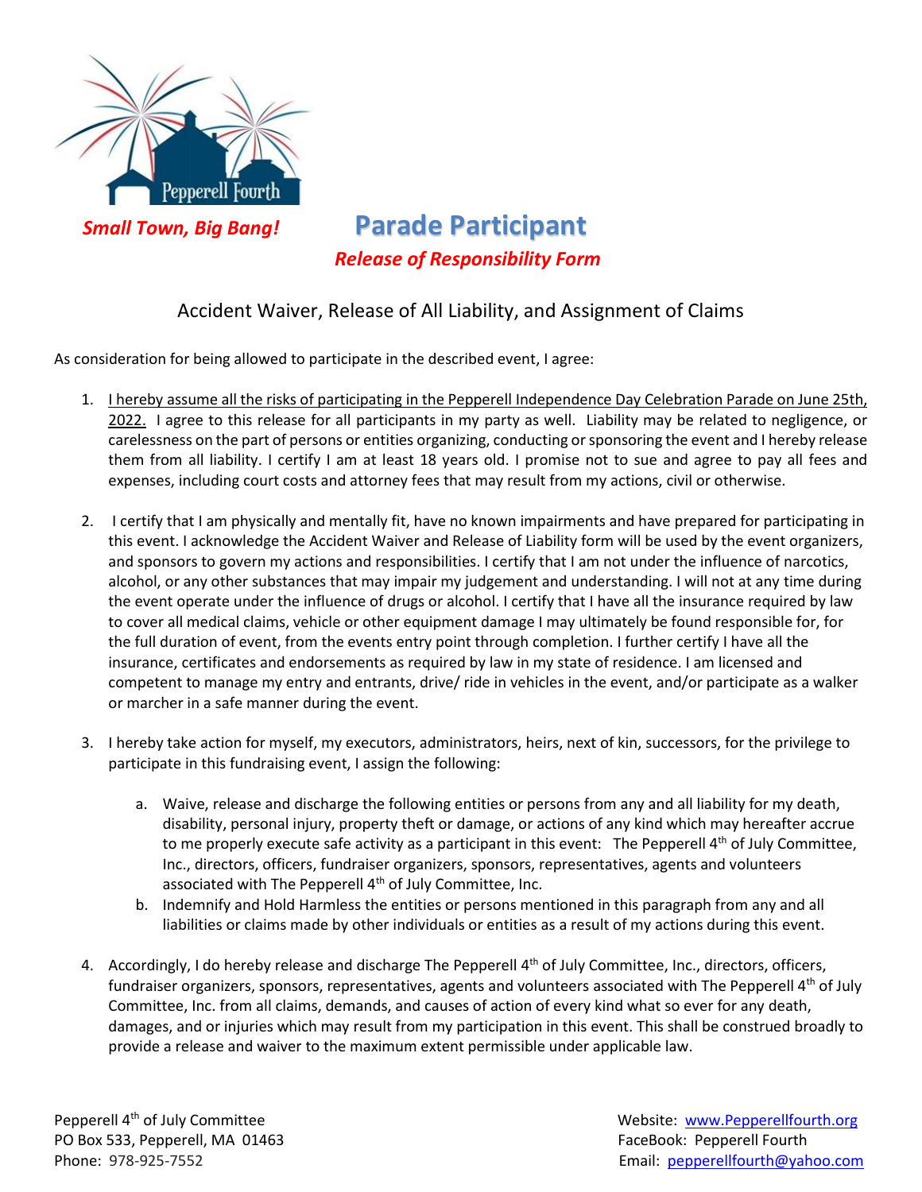Pepperell Fourth

*Small Town, Big Bang!*

# Parade Participant

***Release of Responsibility Form***

## Accident Waiver, Release of All Liability, and Assignment of Claims

As consideration for being allowed to participate in the described event, I agree:

1. I hereby assume all the risks of participating in the Pepperell Independence Day Celebration Parade on June 25th, 2022. I agree to this release for all participants in my party as well. Liability may be related to negligence, or carelessness on the part of persons or entities organizing, conducting or sponsoring the event and I hereby release them from all liability. I certify I am at least 18 years old. I promise not to sue and agree to pay all fees and expenses, including court costs and attorney fees that may result from my actions, civil or otherwise.

2. I certify that I am physically and mentally fit, have no known impairments and have prepared for participating in this event. I acknowledge the Accident Waiver and Release of Liability form will be used by the event organizers, and sponsors to govern my actions and responsibilities. I certify that I am not under the influence of narcotics, alcohol, or any other substances that may impair my judgement and understanding. I will not at any time during the event operate under the influence of drugs or alcohol. I certify that I have all the insurance required by law to cover all medical claims, vehicle or other equipment damage I may ultimately be found responsible for, for the full duration of event, from the events entry point through completion. I further certify I have all the insurance, certificates and endorsements as required by law in my state of residence. I am licensed and competent to manage my entry and entrants, drive/ ride in vehicles in the event, and/or participate as a walker or marcher in a safe manner during the event.

3. I hereby take action for myself, my executors, administrators, heirs, next of kin, successors, for the privilege to participate in this fundraising event, I assign the following:

   a. Waive, release and discharge the following entities or persons from any and all liability for my death, disability, personal injury, property theft or damage, or actions of any kind which may hereafter accrue to me properly execute safe activity as a participant in this event: The Pepperell 4th of July Committee, Inc., directors, officers, fundraiser organizers, sponsors, representatives, agents and volunteers associated with The Pepperell 4th of July Committee, Inc.

   b. Indemnify and Hold Harmless the entities or persons mentioned in this paragraph from any and all liabilities or claims made by other individuals or entities as a result of my actions during this event.

4. Accordingly, I do hereby release and discharge The Pepperell 4th of July Committee, Inc., directors, officers, fundraiser organizers, sponsors, representatives, agents and volunteers associated with The Pepperell 4th of July Committee, Inc. from all claims, demands, and causes of action of every kind what so ever for any death, damages, and or injuries which may result from my participation in this event. This shall be construed broadly to provide a release and waiver to the maximum extent permissible under applicable law.

Pepperell 4th of July Committee
PO Box 533, Pepperell, MA 01463
Phone: 978-925-7552

Website: www.Pepperellfourth.org
FaceBook: Pepperell Fourth
Email: pepperellfourth@yahoo.com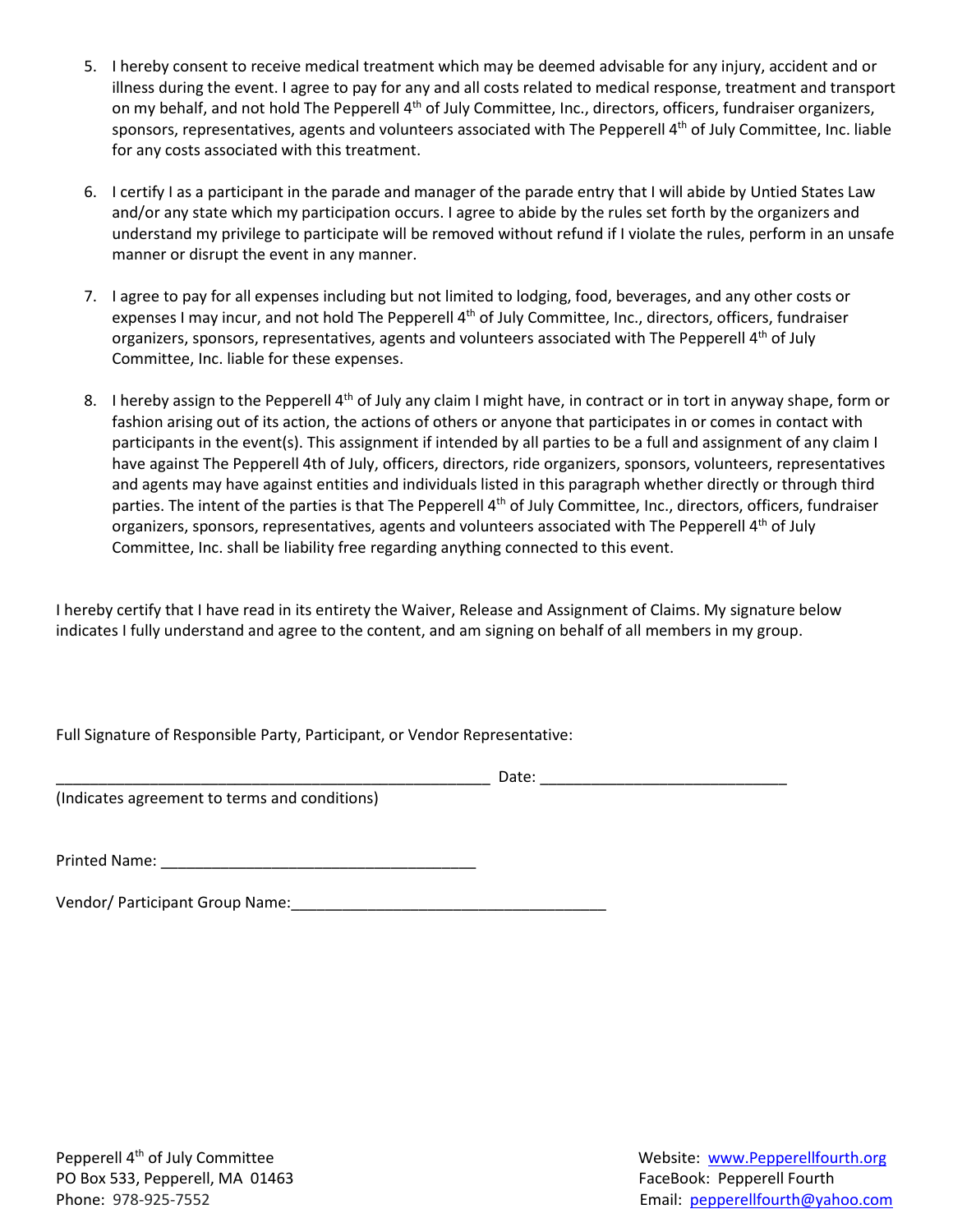5. I hereby consent to receive medical treatment which may be deemed advisable for any injury, accident and or illness during the event. I agree to pay for any and all costs related to medical response, treatment and transport on my behalf, and not hold The Pepperell 4th of July Committee, Inc., directors, officers, fundraiser organizers, sponsors, representatives, agents and volunteers associated with The Pepperell 4th of July Committee, Inc. liable for any costs associated with this treatment.

6. I certify I as a participant in the parade and manager of the parade entry that I will abide by Untied States Law and/or any state which my participation occurs. I agree to abide by the rules set forth by the organizers and understand my privilege to participate will be removed without refund if I violate the rules, perform in an unsafe manner or disrupt the event in any manner.

7. I agree to pay for all expenses including but not limited to lodging, food, beverages, and any other costs or expenses I may incur, and not hold The Pepperell 4th of July Committee, Inc., directors, officers, fundraiser organizers, sponsors, representatives, agents and volunteers associated with The Pepperell 4th of July Committee, Inc. liable for these expenses.

8. I hereby assign to the Pepperell 4th of July any claim I might have, in contract or in tort in anyway shape, form or fashion arising out of its action, the actions of others or anyone that participates in or comes in contact with participants in the event(s). This assignment if intended by all parties to be a full and assignment of any claim I have against The Pepperell 4th of July, officers, directors, ride organizers, sponsors, volunteers, representatives and agents may have against entities and individuals listed in this paragraph whether directly or through third parties. The intent of the parties is that The Pepperell 4th of July Committee, Inc., directors, officers, fundraiser organizers, sponsors, representatives, agents and volunteers associated with The Pepperell 4th of July Committee, Inc. shall be liability free regarding anything connected to this event.

I hereby certify that I have read in its entirety the Waiver, Release and Assignment of Claims. My signature below indicates I fully understand and agree to the content, and am signing on behalf of all members in my group.

Full Signature of Responsible Party, Participant, or Vendor Representative:

_____________________________________________________ Date: ______________________________

(Indicates agreement to terms and conditions)

Printed Name: _______________________________________

Vendor/ Participant Group Name:_____________________________________

Pepperell 4th of July Committee
PO Box 533, Pepperell, MA 01463
Phone: 978-925-7552

Website: www.Pepperellfourth.org
FaceBook: Pepperell Fourth
Email: pepperellfourth@yahoo.com